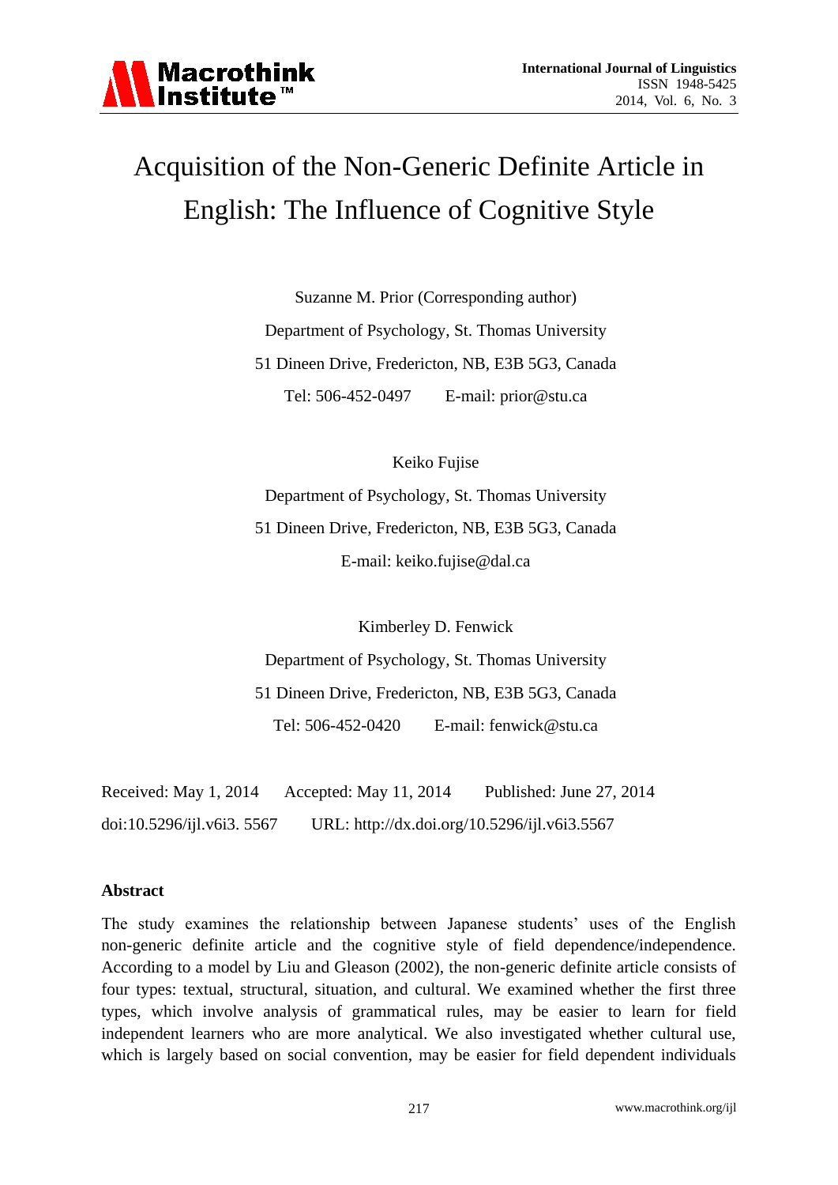# Acquisition of the Non-Generic Definite Article in English: The Influence of Cognitive Style

Suzanne M. Prior (Corresponding author)

Department of Psychology, St. Thomas University

51 Dineen Drive, Fredericton, NB, E3B 5G3, Canada

Tel: 506-452-0497 E-mail: prior@stu.ca

Keiko Fujise

Department of Psychology, St. Thomas University

51 Dineen Drive, Fredericton, NB, E3B 5G3, Canada

E-mail: keiko.fujise@dal.ca

Kimberley D. Fenwick

Department of Psychology, St. Thomas University

51 Dineen Drive, Fredericton, NB, E3B 5G3, Canada

Tel: 506-452-0420 E-mail: fenwick@stu.ca

Received: May 1, 2014 Accepted: May 11, 2014 Published: June 27, 2014

doi:10.5296/ijl.v6i3. 5567 URL: http://dx.doi.org/10.5296/ijl.v6i3.5567

**Abstract**

The study examines the relationship between Japanese students' uses of the English non-generic definite article and the cognitive style of field dependence/independence. According to a model by Liu and Gleason (2002), the non-generic definite article consists of four types: textual, structural, situation, and cultural. We examined whether the first three types, which involve analysis of grammatical rules, may be easier to learn for field independent learners who are more analytical. We also investigated whether cultural use, which is largely based on social convention, may be easier for field dependent individuals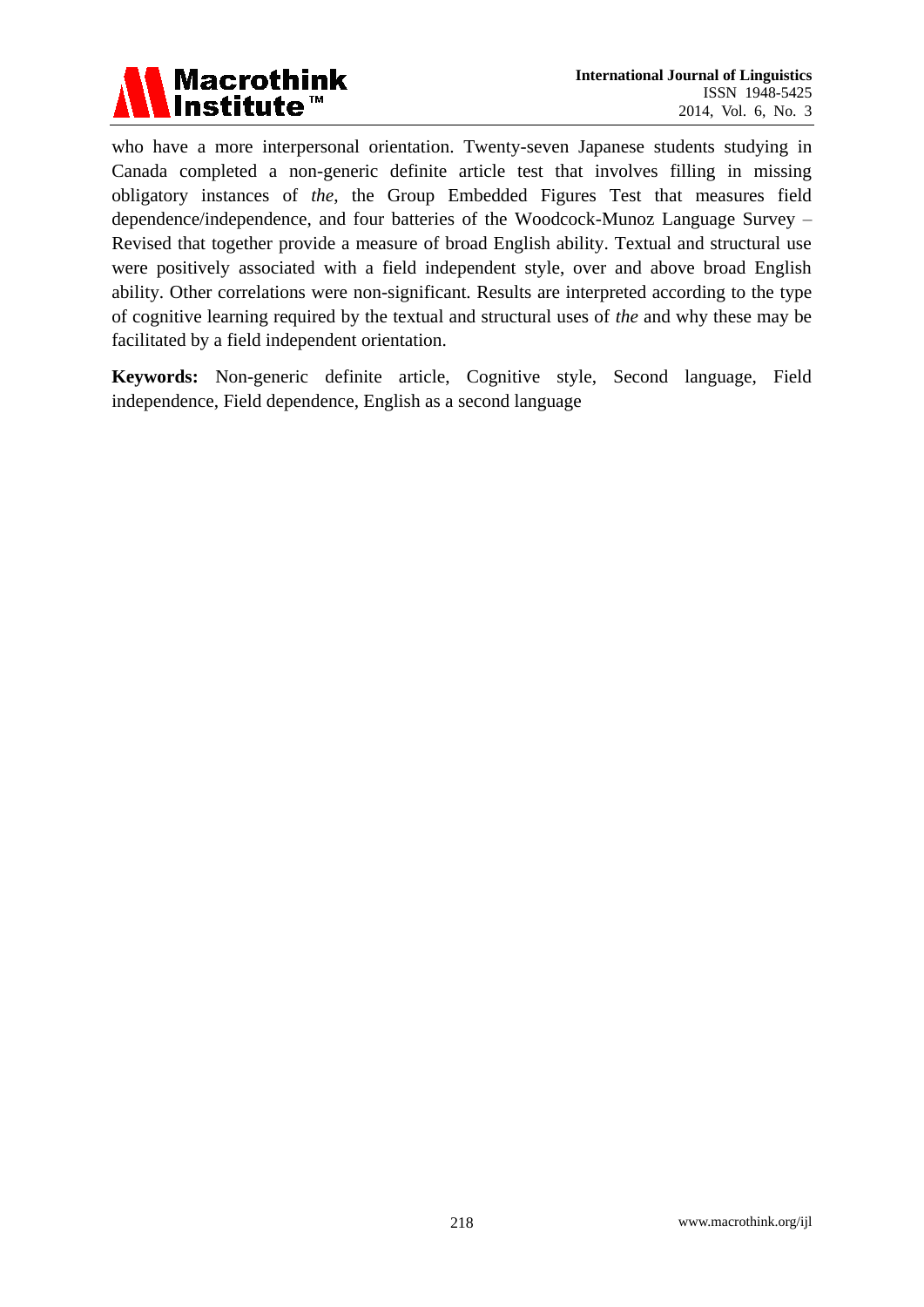who have a more interpersonal orientation. Twenty-seven Japanese students studying in Canada completed a non-generic definite article test that involves filling in missing obligatory instances of *the*, the Group Embedded Figures Test that measures field dependence/independence, and four batteries of the Woodcock-Munoz Language Survey – Revised that together provide a measure of broad English ability. Textual and structural use were positively associated with a field independent style, over and above broad English ability. Other correlations were non-significant. Results are interpreted according to the type of cognitive learning required by the textual and structural uses of *the* and why these may be facilitated by a field independent orientation.

**Keywords:** Non-generic definite article, Cognitive style, Second language, Field independence, Field dependence, English as a second language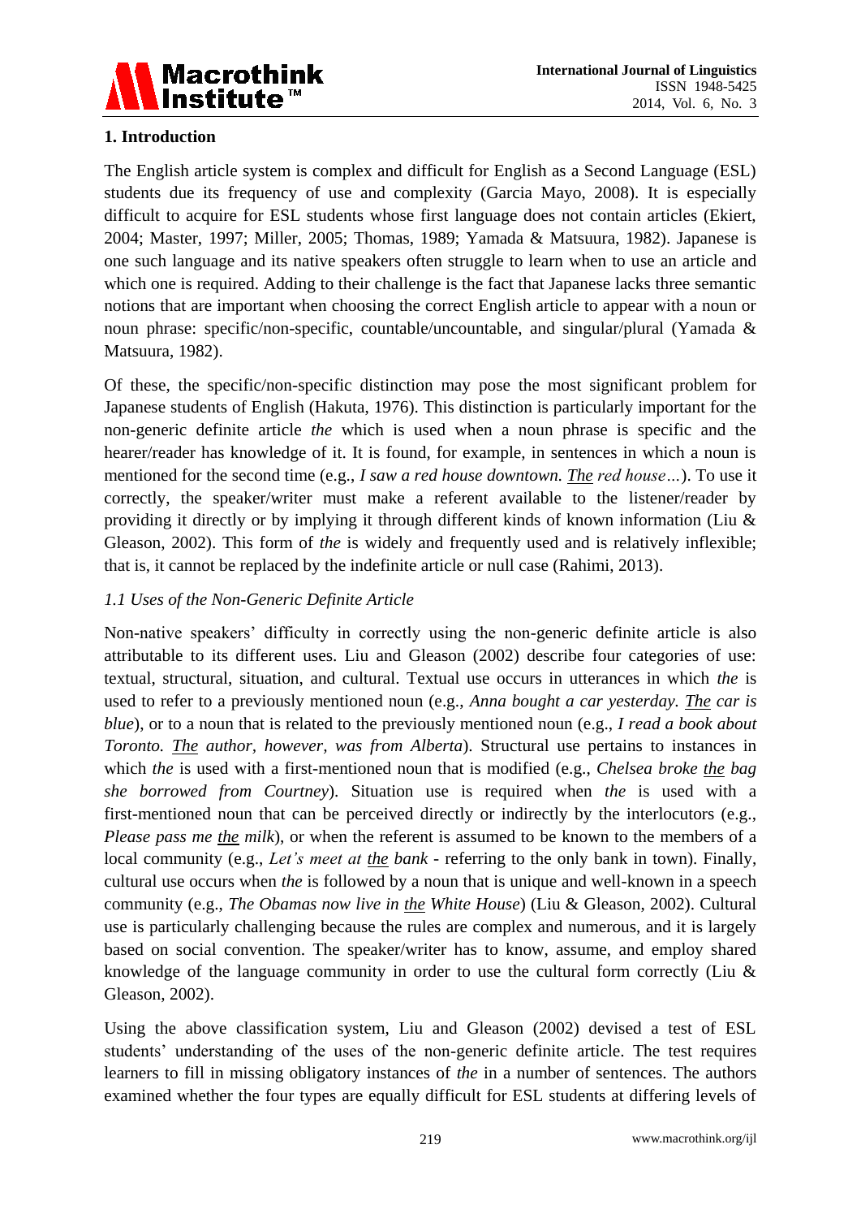## 1. Introduction

The English article system is complex and difficult for English as a Second Language (ESL) students due its frequency of use and complexity (Garcia Mayo, 2008). It is especially difficult to acquire for ESL students whose first language does not contain articles (Ekiert, 2004; Master, 1997; Miller, 2005; Thomas, 1989; Yamada & Matsuura, 1982). Japanese is one such language and its native speakers often struggle to learn when to use an article and which one is required. Adding to their challenge is the fact that Japanese lacks three semantic notions that are important when choosing the correct English article to appear with a noun or noun phrase: specific/non-specific, countable/uncountable, and singular/plural (Yamada & Matsuura, 1982).

Of these, the specific/non-specific distinction may pose the most significant problem for Japanese students of English (Hakuta, 1976). This distinction is particularly important for the non-generic definite article *the* which is used when a noun phrase is specific and the hearer/reader has knowledge of it. It is found, for example, in sentences in which a noun is mentioned for the second time (e.g., *I saw a red house downtown. <u>The</u> red house…*). To use it correctly, the speaker/writer must make a referent available to the listener/reader by providing it directly or by implying it through different kinds of known information (Liu & Gleason, 2002). This form of *the* is widely and frequently used and is relatively inflexible; that is, it cannot be replaced by the indefinite article or null case (Rahimi, 2013).

### *1.1 Uses of the Non-Generic Definite Article*

Non-native speakers' difficulty in correctly using the non-generic definite article is also attributable to its different uses. Liu and Gleason (2002) describe four categories of use: textual, structural, situation, and cultural. Textual use occurs in utterances in which *the* is used to refer to a previously mentioned noun (e.g., *Anna bought a car yesterday. <u>The</u> car is blue*), or to a noun that is related to the previously mentioned noun (e.g., *I read a book about Toronto. <u>The</u> author, however, was from Alberta*). Structural use pertains to instances in which *the* is used with a first-mentioned noun that is modified (e.g., *Chelsea broke <u>the</u> bag she borrowed from Courtney*). Situation use is required when *the* is used with a first-mentioned noun that can be perceived directly or indirectly by the interlocutors (e.g., *Please pass me <u>the</u> milk*), or when the referent is assumed to be known to the members of a local community (e.g., *Let's meet at <u>the</u> bank* - referring to the only bank in town). Finally, cultural use occurs when *the* is followed by a noun that is unique and well-known in a speech community (e.g., *The Obamas now live in <u>the</u> White House*) (Liu & Gleason, 2002). Cultural use is particularly challenging because the rules are complex and numerous, and it is largely based on social convention. The speaker/writer has to know, assume, and employ shared knowledge of the language community in order to use the cultural form correctly (Liu & Gleason, 2002).

Using the above classification system, Liu and Gleason (2002) devised a test of ESL students' understanding of the uses of the non-generic definite article. The test requires learners to fill in missing obligatory instances of *the* in a number of sentences. The authors examined whether the four types are equally difficult for ESL students at differing levels of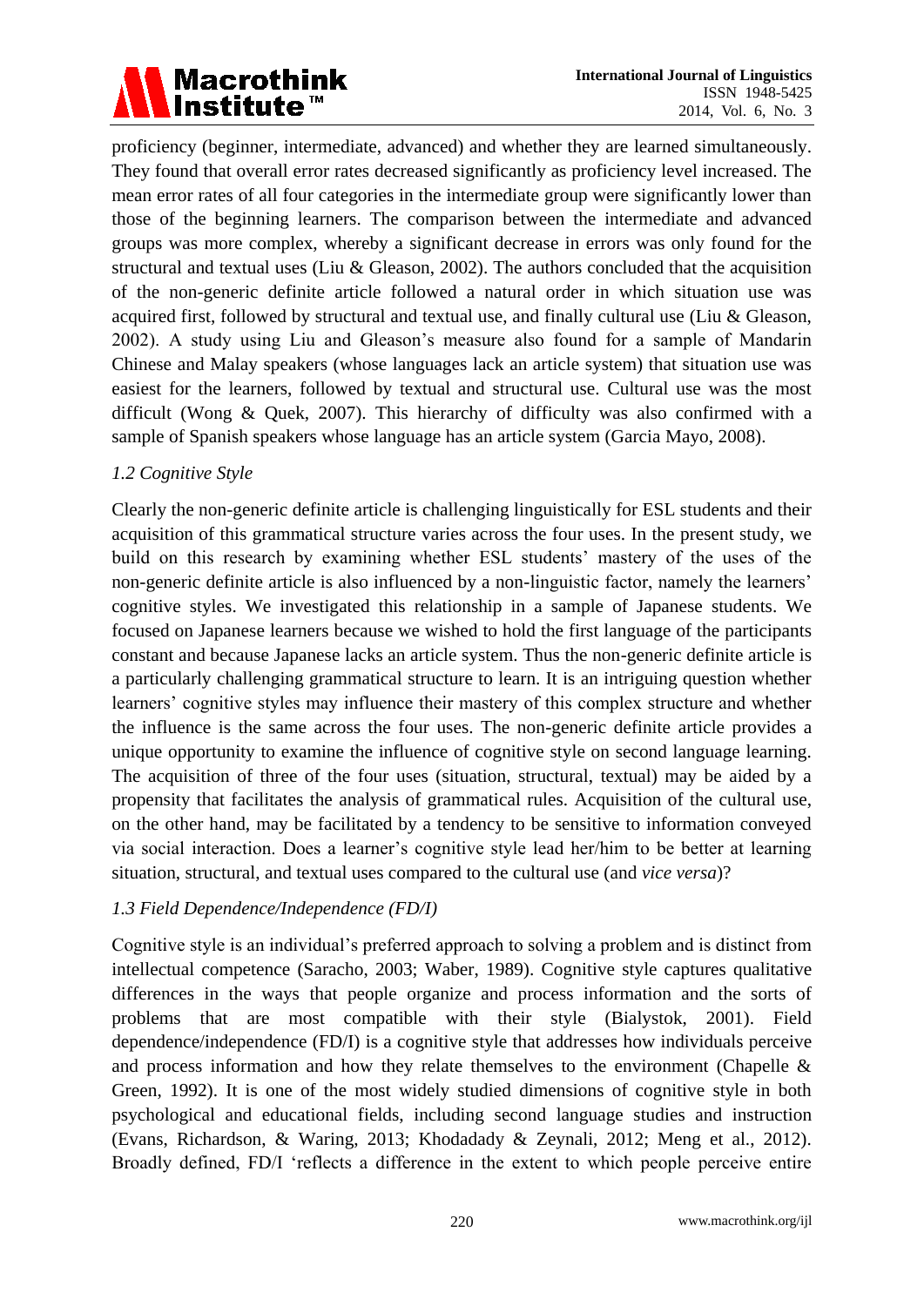proficiency (beginner, intermediate, advanced) and whether they are learned simultaneously. They found that overall error rates decreased significantly as proficiency level increased. The mean error rates of all four categories in the intermediate group were significantly lower than those of the beginning learners. The comparison between the intermediate and advanced groups was more complex, whereby a significant decrease in errors was only found for the structural and textual uses (Liu & Gleason, 2002). The authors concluded that the acquisition of the non-generic definite article followed a natural order in which situation use was acquired first, followed by structural and textual use, and finally cultural use (Liu & Gleason, 2002). A study using Liu and Gleason's measure also found for a sample of Mandarin Chinese and Malay speakers (whose languages lack an article system) that situation use was easiest for the learners, followed by textual and structural use. Cultural use was the most difficult (Wong & Quek, 2007). This hierarchy of difficulty was also confirmed with a sample of Spanish speakers whose language has an article system (Garcia Mayo, 2008).

### *1.2 Cognitive Style*

Clearly the non-generic definite article is challenging linguistically for ESL students and their acquisition of this grammatical structure varies across the four uses. In the present study, we build on this research by examining whether ESL students' mastery of the uses of the non-generic definite article is also influenced by a non-linguistic factor, namely the learners' cognitive styles. We investigated this relationship in a sample of Japanese students. We focused on Japanese learners because we wished to hold the first language of the participants constant and because Japanese lacks an article system. Thus the non-generic definite article is a particularly challenging grammatical structure to learn. It is an intriguing question whether learners' cognitive styles may influence their mastery of this complex structure and whether the influence is the same across the four uses. The non-generic definite article provides a unique opportunity to examine the influence of cognitive style on second language learning. The acquisition of three of the four uses (situation, structural, textual) may be aided by a propensity that facilitates the analysis of grammatical rules. Acquisition of the cultural use, on the other hand, may be facilitated by a tendency to be sensitive to information conveyed via social interaction. Does a learner's cognitive style lead her/him to be better at learning situation, structural, and textual uses compared to the cultural use (and *vice versa*)?

### *1.3 Field Dependence/Independence (FD/I)*

Cognitive style is an individual's preferred approach to solving a problem and is distinct from intellectual competence (Saracho, 2003; Waber, 1989). Cognitive style captures qualitative differences in the ways that people organize and process information and the sorts of problems that are most compatible with their style (Bialystok, 2001). Field dependence/independence (FD/I) is a cognitive style that addresses how individuals perceive and process information and how they relate themselves to the environment (Chapelle & Green, 1992). It is one of the most widely studied dimensions of cognitive style in both psychological and educational fields, including second language studies and instruction (Evans, Richardson, & Waring, 2013; Khodadady & Zeynali, 2012; Meng et al., 2012). Broadly defined, FD/I 'reflects a difference in the extent to which people perceive entire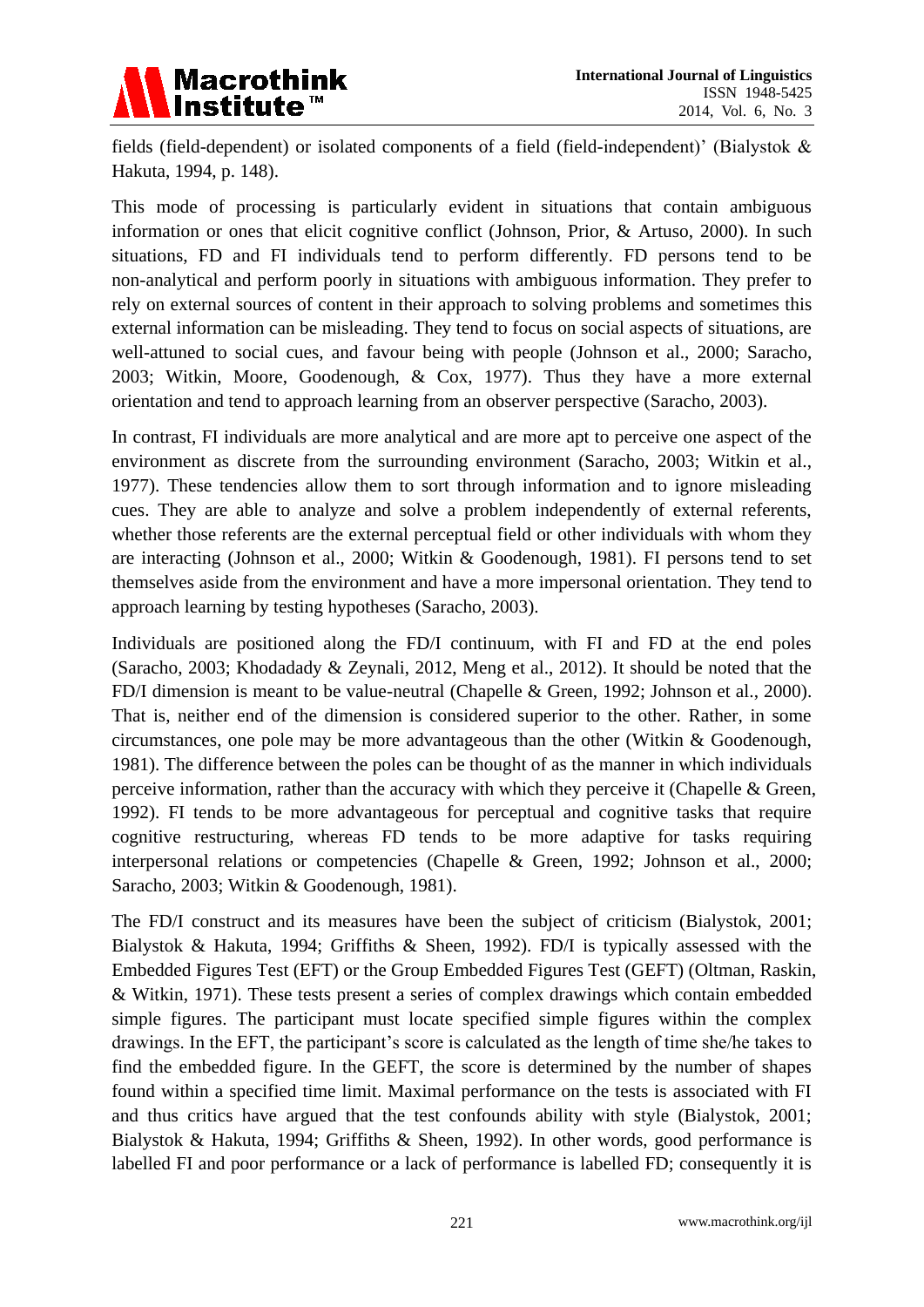fields (field-dependent) or isolated components of a field (field-independent)' (Bialystok & Hakuta, 1994, p. 148).

This mode of processing is particularly evident in situations that contain ambiguous information or ones that elicit cognitive conflict (Johnson, Prior, & Artuso, 2000). In such situations, FD and FI individuals tend to perform differently. FD persons tend to be non-analytical and perform poorly in situations with ambiguous information. They prefer to rely on external sources of content in their approach to solving problems and sometimes this external information can be misleading. They tend to focus on social aspects of situations, are well-attuned to social cues, and favour being with people (Johnson et al., 2000; Saracho, 2003; Witkin, Moore, Goodenough, & Cox, 1977). Thus they have a more external orientation and tend to approach learning from an observer perspective (Saracho, 2003).

In contrast, FI individuals are more analytical and are more apt to perceive one aspect of the environment as discrete from the surrounding environment (Saracho, 2003; Witkin et al., 1977). These tendencies allow them to sort through information and to ignore misleading cues. They are able to analyze and solve a problem independently of external referents, whether those referents are the external perceptual field or other individuals with whom they are interacting (Johnson et al., 2000; Witkin & Goodenough, 1981). FI persons tend to set themselves aside from the environment and have a more impersonal orientation. They tend to approach learning by testing hypotheses (Saracho, 2003).

Individuals are positioned along the FD/I continuum, with FI and FD at the end poles (Saracho, 2003; Khodadady & Zeynali, 2012, Meng et al., 2012). It should be noted that the FD/I dimension is meant to be value-neutral (Chapelle & Green, 1992; Johnson et al., 2000). That is, neither end of the dimension is considered superior to the other. Rather, in some circumstances, one pole may be more advantageous than the other (Witkin & Goodenough, 1981). The difference between the poles can be thought of as the manner in which individuals perceive information, rather than the accuracy with which they perceive it (Chapelle & Green, 1992). FI tends to be more advantageous for perceptual and cognitive tasks that require cognitive restructuring, whereas FD tends to be more adaptive for tasks requiring interpersonal relations or competencies (Chapelle & Green, 1992; Johnson et al., 2000; Saracho, 2003; Witkin & Goodenough, 1981).

The FD/I construct and its measures have been the subject of criticism (Bialystok, 2001; Bialystok & Hakuta, 1994; Griffiths & Sheen, 1992). FD/I is typically assessed with the Embedded Figures Test (EFT) or the Group Embedded Figures Test (GEFT) (Oltman, Raskin, & Witkin, 1971). These tests present a series of complex drawings which contain embedded simple figures. The participant must locate specified simple figures within the complex drawings. In the EFT, the participant's score is calculated as the length of time she/he takes to find the embedded figure. In the GEFT, the score is determined by the number of shapes found within a specified time limit. Maximal performance on the tests is associated with FI and thus critics have argued that the test confounds ability with style (Bialystok, 2001; Bialystok & Hakuta, 1994; Griffiths & Sheen, 1992). In other words, good performance is labelled FI and poor performance or a lack of performance is labelled FD; consequently it is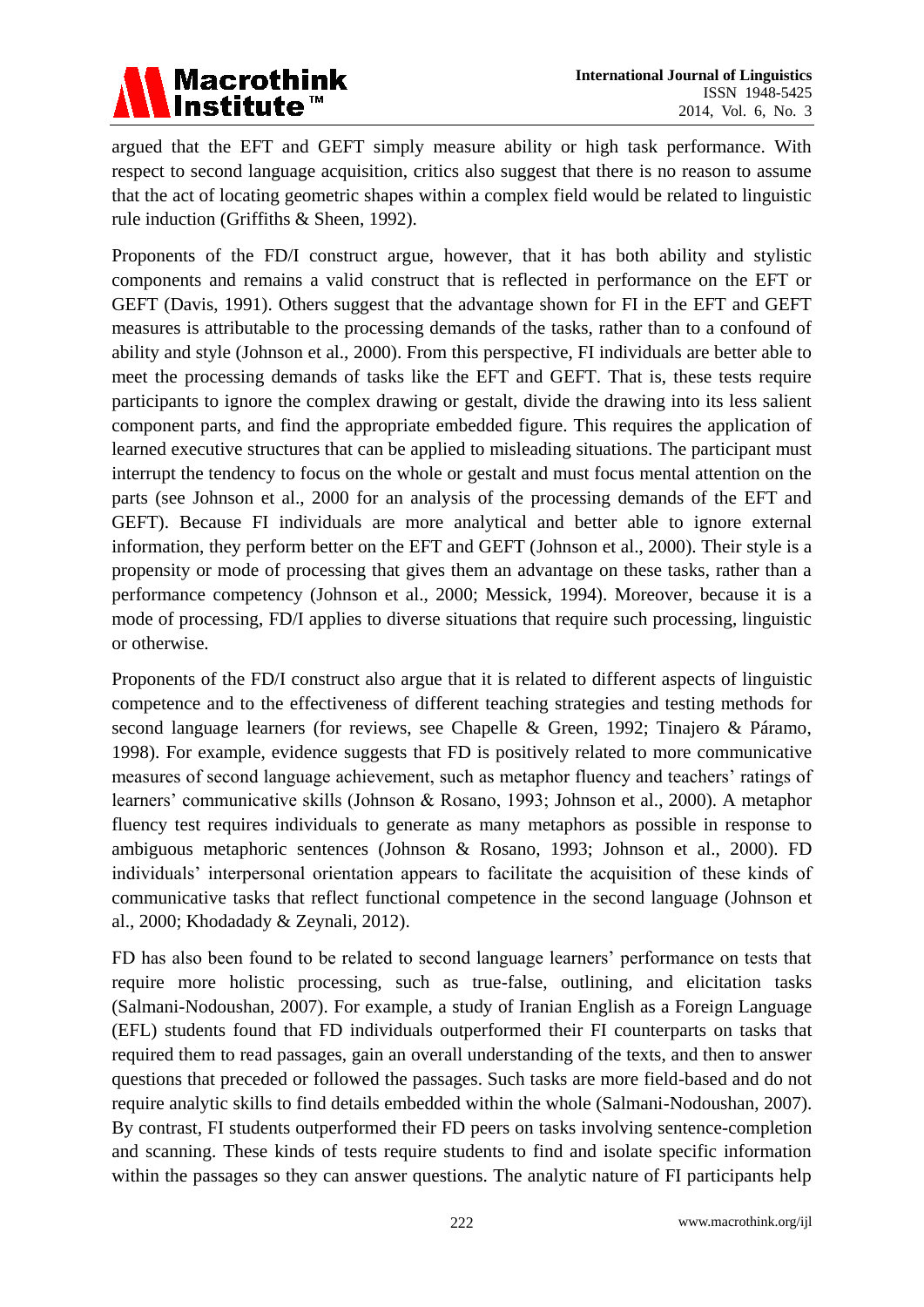argued that the EFT and GEFT simply measure ability or high task performance. With respect to second language acquisition, critics also suggest that there is no reason to assume that the act of locating geometric shapes within a complex field would be related to linguistic rule induction (Griffiths & Sheen, 1992).

Proponents of the FD/I construct argue, however, that it has both ability and stylistic components and remains a valid construct that is reflected in performance on the EFT or GEFT (Davis, 1991). Others suggest that the advantage shown for FI in the EFT and GEFT measures is attributable to the processing demands of the tasks, rather than to a confound of ability and style (Johnson et al., 2000). From this perspective, FI individuals are better able to meet the processing demands of tasks like the EFT and GEFT. That is, these tests require participants to ignore the complex drawing or gestalt, divide the drawing into its less salient component parts, and find the appropriate embedded figure. This requires the application of learned executive structures that can be applied to misleading situations. The participant must interrupt the tendency to focus on the whole or gestalt and must focus mental attention on the parts (see Johnson et al., 2000 for an analysis of the processing demands of the EFT and GEFT). Because FI individuals are more analytical and better able to ignore external information, they perform better on the EFT and GEFT (Johnson et al., 2000). Their style is a propensity or mode of processing that gives them an advantage on these tasks, rather than a performance competency (Johnson et al., 2000; Messick, 1994). Moreover, because it is a mode of processing, FD/I applies to diverse situations that require such processing, linguistic or otherwise.

Proponents of the FD/I construct also argue that it is related to different aspects of linguistic competence and to the effectiveness of different teaching strategies and testing methods for second language learners (for reviews, see Chapelle & Green, 1992; Tinajero & Páramo, 1998). For example, evidence suggests that FD is positively related to more communicative measures of second language achievement, such as metaphor fluency and teachers' ratings of learners' communicative skills (Johnson & Rosano, 1993; Johnson et al., 2000). A metaphor fluency test requires individuals to generate as many metaphors as possible in response to ambiguous metaphoric sentences (Johnson & Rosano, 1993; Johnson et al., 2000). FD individuals' interpersonal orientation appears to facilitate the acquisition of these kinds of communicative tasks that reflect functional competence in the second language (Johnson et al., 2000; Khodadady & Zeynali, 2012).

FD has also been found to be related to second language learners' performance on tests that require more holistic processing, such as true-false, outlining, and elicitation tasks (Salmani-Nodoushan, 2007). For example, a study of Iranian English as a Foreign Language (EFL) students found that FD individuals outperformed their FI counterparts on tasks that required them to read passages, gain an overall understanding of the texts, and then to answer questions that preceded or followed the passages. Such tasks are more field-based and do not require analytic skills to find details embedded within the whole (Salmani-Nodoushan, 2007). By contrast, FI students outperformed their FD peers on tasks involving sentence-completion and scanning. These kinds of tests require students to find and isolate specific information within the passages so they can answer questions. The analytic nature of FI participants help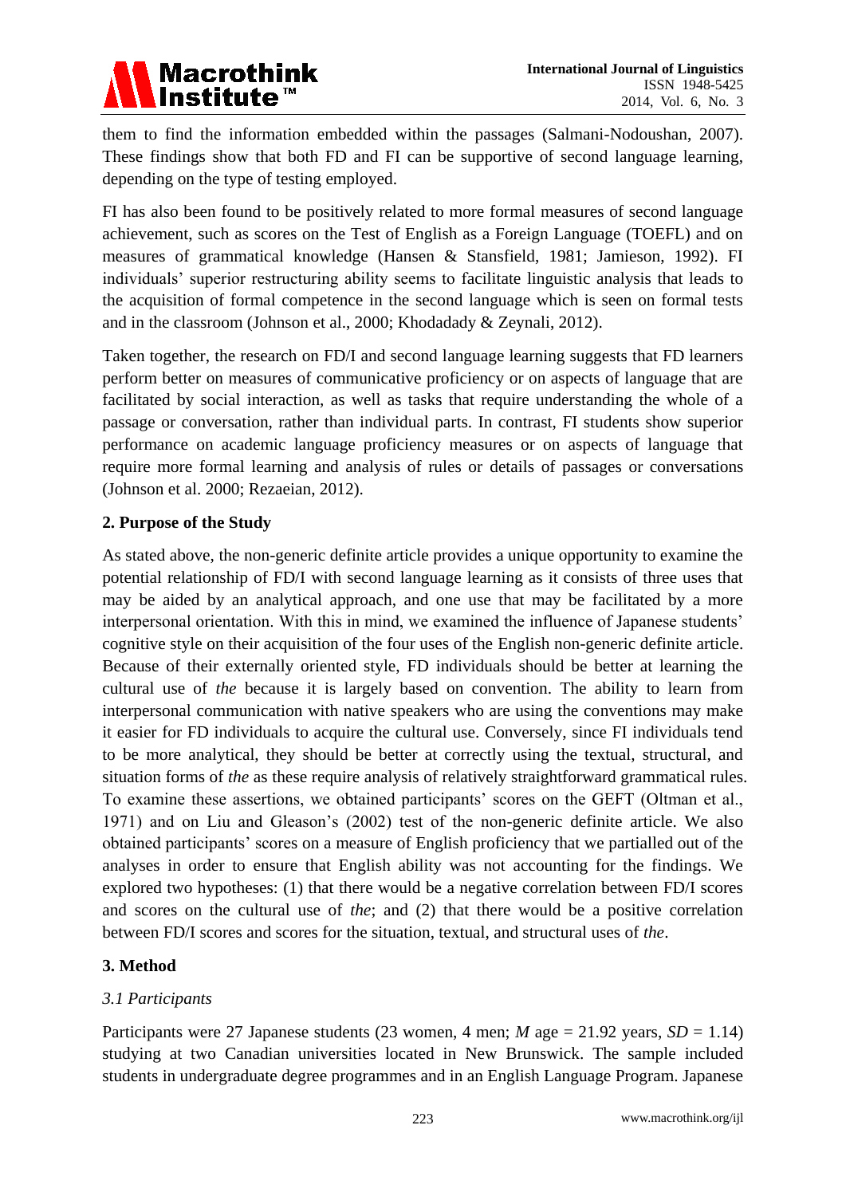them to find the information embedded within the passages (Salmani-Nodoushan, 2007). These findings show that both FD and FI can be supportive of second language learning, depending on the type of testing employed.

FI has also been found to be positively related to more formal measures of second language achievement, such as scores on the Test of English as a Foreign Language (TOEFL) and on measures of grammatical knowledge (Hansen & Stansfield, 1981; Jamieson, 1992). FI individuals' superior restructuring ability seems to facilitate linguistic analysis that leads to the acquisition of formal competence in the second language which is seen on formal tests and in the classroom (Johnson et al., 2000; Khodadady & Zeynali, 2012).

Taken together, the research on FD/I and second language learning suggests that FD learners perform better on measures of communicative proficiency or on aspects of language that are facilitated by social interaction, as well as tasks that require understanding the whole of a passage or conversation, rather than individual parts. In contrast, FI students show superior performance on academic language proficiency measures or on aspects of language that require more formal learning and analysis of rules or details of passages or conversations (Johnson et al. 2000; Rezaeian, 2012).

## 2. Purpose of the Study

As stated above, the non-generic definite article provides a unique opportunity to examine the potential relationship of FD/I with second language learning as it consists of three uses that may be aided by an analytical approach, and one use that may be facilitated by a more interpersonal orientation. With this in mind, we examined the influence of Japanese students' cognitive style on their acquisition of the four uses of the English non-generic definite article. Because of their externally oriented style, FD individuals should be better at learning the cultural use of *the* because it is largely based on convention. The ability to learn from interpersonal communication with native speakers who are using the conventions may make it easier for FD individuals to acquire the cultural use. Conversely, since FI individuals tend to be more analytical, they should be better at correctly using the textual, structural, and situation forms of *the* as these require analysis of relatively straightforward grammatical rules. To examine these assertions, we obtained participants' scores on the GEFT (Oltman et al., 1971) and on Liu and Gleason's (2002) test of the non-generic definite article. We also obtained participants' scores on a measure of English proficiency that we partialled out of the analyses in order to ensure that English ability was not accounting for the findings. We explored two hypotheses: (1) that there would be a negative correlation between FD/I scores and scores on the cultural use of *the*; and (2) that there would be a positive correlation between FD/I scores and scores for the situation, textual, and structural uses of *the*.

## 3. Method

### *3.1 Participants*

Participants were 27 Japanese students (23 women, 4 men; $M$ age = 21.92 years, $SD$ = 1.14) studying at two Canadian universities located in New Brunswick. The sample included students in undergraduate degree programmes and in an English Language Program. Japanese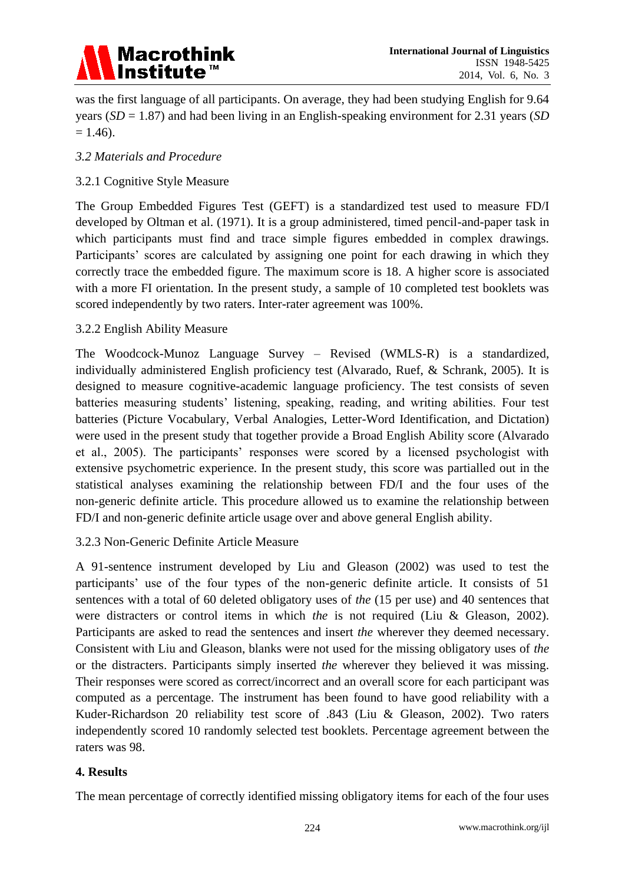was the first language of all participants. On average, they had been studying English for 9.64 years (*SD* = 1.87) and had been living in an English-speaking environment for 2.31 years (*SD* = 1.46).

### *3.2 Materials and Procedure*

#### 3.2.1 Cognitive Style Measure

The Group Embedded Figures Test (GEFT) is a standardized test used to measure FD/I developed by Oltman et al. (1971). It is a group administered, timed pencil-and-paper task in which participants must find and trace simple figures embedded in complex drawings. Participants' scores are calculated by assigning one point for each drawing in which they correctly trace the embedded figure. The maximum score is 18. A higher score is associated with a more FI orientation. In the present study, a sample of 10 completed test booklets was scored independently by two raters. Inter-rater agreement was 100%.

#### 3.2.2 English Ability Measure

The Woodcock-Munoz Language Survey – Revised (WMLS-R) is a standardized, individually administered English proficiency test (Alvarado, Ruef, & Schrank, 2005). It is designed to measure cognitive-academic language proficiency. The test consists of seven batteries measuring students' listening, speaking, reading, and writing abilities. Four test batteries (Picture Vocabulary, Verbal Analogies, Letter-Word Identification, and Dictation) were used in the present study that together provide a Broad English Ability score (Alvarado et al., 2005). The participants' responses were scored by a licensed psychologist with extensive psychometric experience. In the present study, this score was partialled out in the statistical analyses examining the relationship between FD/I and the four uses of the non-generic definite article. This procedure allowed us to examine the relationship between FD/I and non-generic definite article usage over and above general English ability.

#### 3.2.3 Non-Generic Definite Article Measure

A 91-sentence instrument developed by Liu and Gleason (2002) was used to test the participants' use of the four types of the non-generic definite article. It consists of 51 sentences with a total of 60 deleted obligatory uses of *the* (15 per use) and 40 sentences that were distracters or control items in which *the* is not required (Liu & Gleason, 2002). Participants are asked to read the sentences and insert *the* wherever they deemed necessary. Consistent with Liu and Gleason, blanks were not used for the missing obligatory uses of *the* or the distracters. Participants simply inserted *the* wherever they believed it was missing. Their responses were scored as correct/incorrect and an overall score for each participant was computed as a percentage. The instrument has been found to have good reliability with a Kuder-Richardson 20 reliability test score of .843 (Liu & Gleason, 2002). Two raters independently scored 10 randomly selected test booklets. Percentage agreement between the raters was 98.

## 4. Results

The mean percentage of correctly identified missing obligatory items for each of the four uses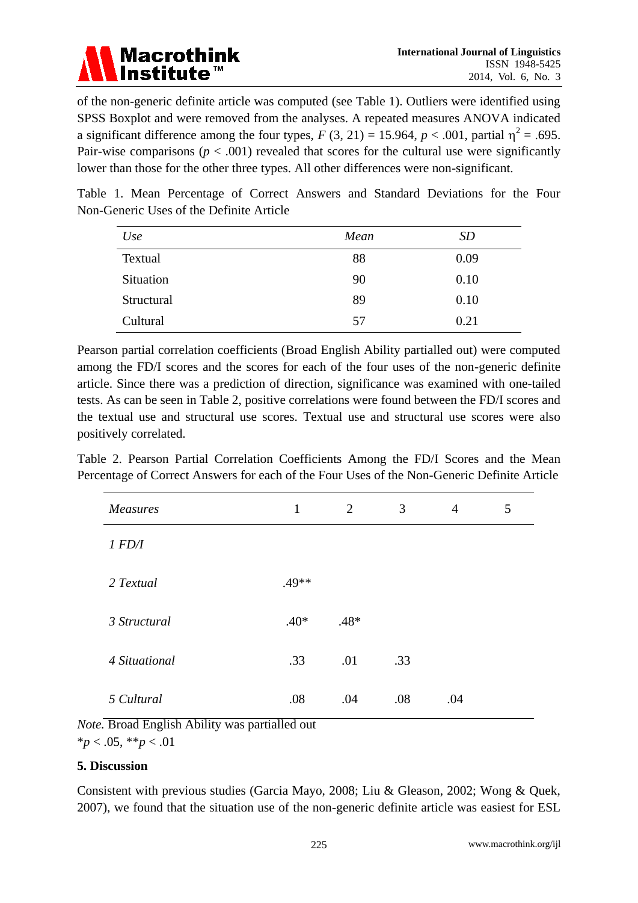of the non-generic definite article was computed (see Table 1). Outliers were identified using SPSS Boxplot and were removed from the analyses. A repeated measures ANOVA indicated a significant difference among the four types, $F(3, 21) = 15.964$, $p < .001$, partial $\eta^2 = .695$. Pair-wise comparisons ($p < .001$) revealed that scores for the cultural use were significantly lower than those for the other three types. All other differences were non-significant.

Table 1. Mean Percentage of Correct Answers and Standard Deviations for the Four Non-Generic Uses of the Definite Article

| *Use* | *Mean* | *SD* |
|---|---|---|
| Textual | 88 | 0.09 |
| Situation | 90 | 0.10 |
| Structural | 89 | 0.10 |
| Cultural | 57 | 0.21 |

Pearson partial correlation coefficients (Broad English Ability partialled out) were computed among the FD/I scores and the scores for each of the four uses of the non-generic definite article. Since there was a prediction of direction, significance was examined with one-tailed tests. As can be seen in Table 2, positive correlations were found between the FD/I scores and the textual use and structural use scores. Textual use and structural use scores were also positively correlated.

Table 2. Pearson Partial Correlation Coefficients Among the FD/I Scores and the Mean Percentage of Correct Answers for each of the Four Uses of the Non-Generic Definite Article

| *Measures* | 1 | 2 | 3 | 4 | 5 |
|---|---|---|---|---|---|
| *1 FD/I* | | | | | |
| *2 Textual* | .49** | | | | |
| *3 Structural* | .40* | .48* | | | |
| *4 Situational* | .33 | .01 | .33 | | |
| *5 Cultural* | .08 | .04 | .08 | .04 | |

*Note*. Broad English Ability was partialled out
*$p < .05$, **$p < .01$

## 5. Discussion

Consistent with previous studies (Garcia Mayo, 2008; Liu & Gleason, 2002; Wong & Quek, 2007), we found that the situation use of the non-generic definite article was easiest for ESL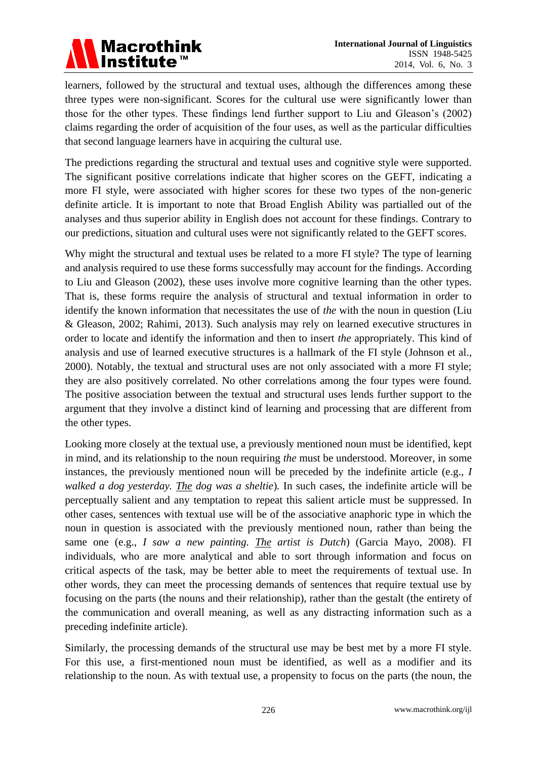learners, followed by the structural and textual uses, although the differences among these three types were non-significant. Scores for the cultural use were significantly lower than those for the other types. These findings lend further support to Liu and Gleason's (2002) claims regarding the order of acquisition of the four uses, as well as the particular difficulties that second language learners have in acquiring the cultural use.

The predictions regarding the structural and textual uses and cognitive style were supported. The significant positive correlations indicate that higher scores on the GEFT, indicating a more FI style, were associated with higher scores for these two types of the non-generic definite article. It is important to note that Broad English Ability was partialled out of the analyses and thus superior ability in English does not account for these findings. Contrary to our predictions, situation and cultural uses were not significantly related to the GEFT scores.

Why might the structural and textual uses be related to a more FI style? The type of learning and analysis required to use these forms successfully may account for the findings. According to Liu and Gleason (2002), these uses involve more cognitive learning than the other types. That is, these forms require the analysis of structural and textual information in order to identify the known information that necessitates the use of *the* with the noun in question (Liu & Gleason, 2002; Rahimi, 2013). Such analysis may rely on learned executive structures in order to locate and identify the information and then to insert *the* appropriately. This kind of analysis and use of learned executive structures is a hallmark of the FI style (Johnson et al., 2000). Notably, the textual and structural uses are not only associated with a more FI style; they are also positively correlated. No other correlations among the four types were found. The positive association between the textual and structural uses lends further support to the argument that they involve a distinct kind of learning and processing that are different from the other types.

Looking more closely at the textual use, a previously mentioned noun must be identified, kept in mind, and its relationship to the noun requiring *the* must be understood. Moreover, in some instances, the previously mentioned noun will be preceded by the indefinite article (e.g., *I walked a dog yesterday. The dog was a sheltie*). In such cases, the indefinite article will be perceptually salient and any temptation to repeat this salient article must be suppressed. In other cases, sentences with textual use will be of the associative anaphoric type in which the noun in question is associated with the previously mentioned noun, rather than being the same one (e.g., *I saw a new painting. The artist is Dutch*) (Garcia Mayo, 2008). FI individuals, who are more analytical and able to sort through information and focus on critical aspects of the task, may be better able to meet the requirements of textual use. In other words, they can meet the processing demands of sentences that require textual use by focusing on the parts (the nouns and their relationship), rather than the gestalt (the entirety of the communication and overall meaning, as well as any distracting information such as a preceding indefinite article).

Similarly, the processing demands of the structural use may be best met by a more FI style. For this use, a first-mentioned noun must be identified, as well as a modifier and its relationship to the noun. As with textual use, a propensity to focus on the parts (the noun, the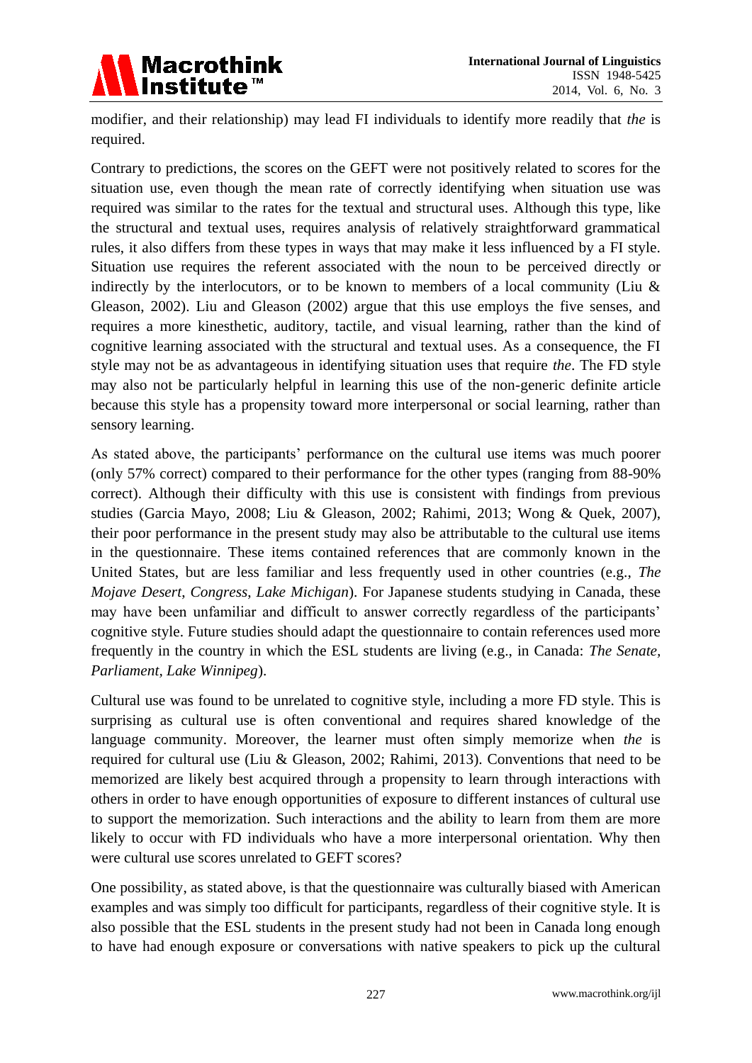modifier, and their relationship) may lead FI individuals to identify more readily that *the* is required.

Contrary to predictions, the scores on the GEFT were not positively related to scores for the situation use, even though the mean rate of correctly identifying when situation use was required was similar to the rates for the textual and structural uses. Although this type, like the structural and textual uses, requires analysis of relatively straightforward grammatical rules, it also differs from these types in ways that may make it less influenced by a FI style. Situation use requires the referent associated with the noun to be perceived directly or indirectly by the interlocutors, or to be known to members of a local community (Liu & Gleason, 2002). Liu and Gleason (2002) argue that this use employs the five senses, and requires a more kinesthetic, auditory, tactile, and visual learning, rather than the kind of cognitive learning associated with the structural and textual uses. As a consequence, the FI style may not be as advantageous in identifying situation uses that require *the*. The FD style may also not be particularly helpful in learning this use of the non-generic definite article because this style has a propensity toward more interpersonal or social learning, rather than sensory learning.

As stated above, the participants' performance on the cultural use items was much poorer (only 57% correct) compared to their performance for the other types (ranging from 88-90% correct). Although their difficulty with this use is consistent with findings from previous studies (Garcia Mayo, 2008; Liu & Gleason, 2002; Rahimi, 2013; Wong & Quek, 2007), their poor performance in the present study may also be attributable to the cultural use items in the questionnaire. These items contained references that are commonly known in the United States, but are less familiar and less frequently used in other countries (e.g., *The Mojave Desert*, *Congress*, *Lake Michigan*). For Japanese students studying in Canada, these may have been unfamiliar and difficult to answer correctly regardless of the participants' cognitive style. Future studies should adapt the questionnaire to contain references used more frequently in the country in which the ESL students are living (e.g., in Canada: *The Senate, Parliament, Lake Winnipeg*).

Cultural use was found to be unrelated to cognitive style, including a more FD style. This is surprising as cultural use is often conventional and requires shared knowledge of the language community. Moreover, the learner must often simply memorize when *the* is required for cultural use (Liu & Gleason, 2002; Rahimi, 2013). Conventions that need to be memorized are likely best acquired through a propensity to learn through interactions with others in order to have enough opportunities of exposure to different instances of cultural use to support the memorization. Such interactions and the ability to learn from them are more likely to occur with FD individuals who have a more interpersonal orientation. Why then were cultural use scores unrelated to GEFT scores?

One possibility, as stated above, is that the questionnaire was culturally biased with American examples and was simply too difficult for participants, regardless of their cognitive style. It is also possible that the ESL students in the present study had not been in Canada long enough to have had enough exposure or conversations with native speakers to pick up the cultural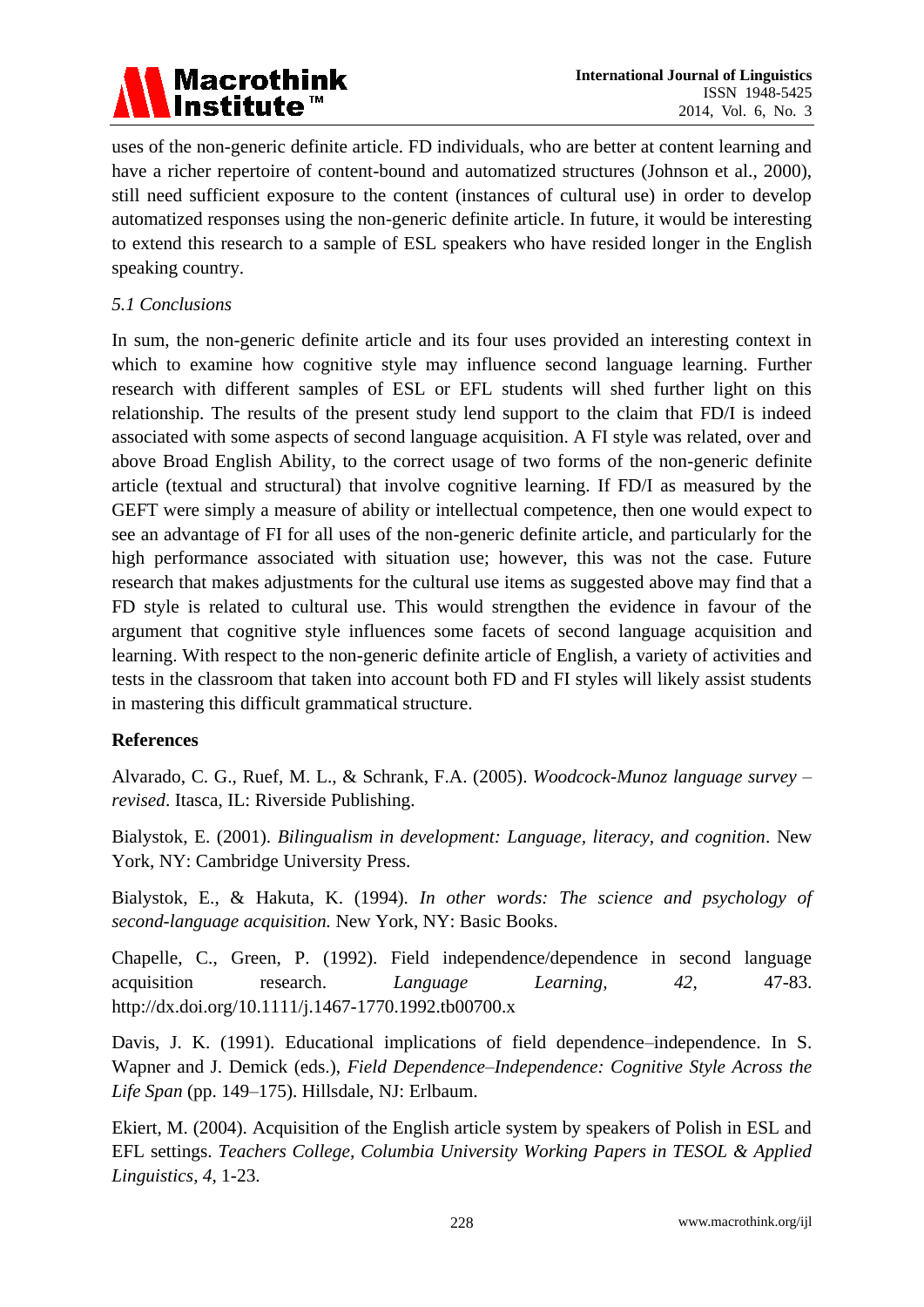uses of the non-generic definite article. FD individuals, who are better at content learning and have a richer repertoire of content-bound and automatized structures (Johnson et al., 2000), still need sufficient exposure to the content (instances of cultural use) in order to develop automatized responses using the non-generic definite article. In future, it would be interesting to extend this research to a sample of ESL speakers who have resided longer in the English speaking country.

### *5.1 Conclusions*

In sum, the non-generic definite article and its four uses provided an interesting context in which to examine how cognitive style may influence second language learning. Further research with different samples of ESL or EFL students will shed further light on this relationship. The results of the present study lend support to the claim that FD/I is indeed associated with some aspects of second language acquisition. A FI style was related, over and above Broad English Ability, to the correct usage of two forms of the non-generic definite article (textual and structural) that involve cognitive learning. If FD/I as measured by the GEFT were simply a measure of ability or intellectual competence, then one would expect to see an advantage of FI for all uses of the non-generic definite article, and particularly for the high performance associated with situation use; however, this was not the case. Future research that makes adjustments for the cultural use items as suggested above may find that a FD style is related to cultural use. This would strengthen the evidence in favour of the argument that cognitive style influences some facets of second language acquisition and learning. With respect to the non-generic definite article of English, a variety of activities and tests in the classroom that taken into account both FD and FI styles will likely assist students in mastering this difficult grammatical structure.

## References

Alvarado, C. G., Ruef, M. L., & Schrank, F.A. (2005). *Woodcock-Munoz language survey – revised*. Itasca, IL: Riverside Publishing.

Bialystok, E. (2001). *Bilingualism in development: Language, literacy, and cognition*. New York, NY: Cambridge University Press.

Bialystok, E., & Hakuta, K. (1994). *In other words: The science and psychology of second-language acquisition.* New York, NY: Basic Books.

Chapelle, C., Green, P. (1992). Field independence/dependence in second language acquisition research. *Language Learning, 42*, 47-83. http://dx.doi.org/10.1111/j.1467-1770.1992.tb00700.x

Davis, J. K. (1991). Educational implications of field dependence–independence. In S. Wapner and J. Demick (eds.), *Field Dependence–Independence: Cognitive Style Across the Life Span* (pp. 149–175). Hillsdale, NJ: Erlbaum.

Ekiert, M. (2004). Acquisition of the English article system by speakers of Polish in ESL and EFL settings. *Teachers College, Columbia University Working Papers in TESOL & Applied Linguistics*, *4*, 1-23.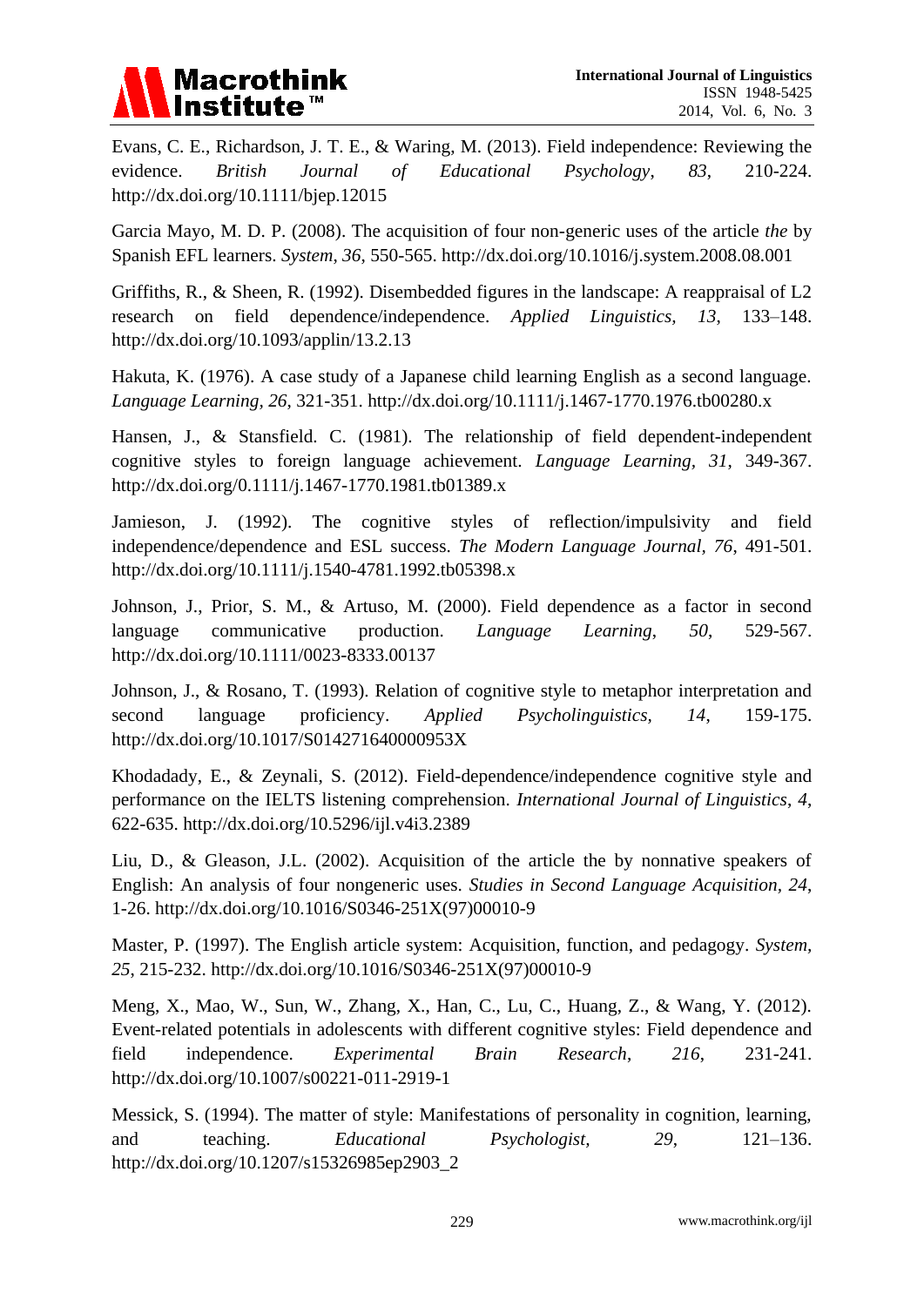Evans, C. E., Richardson, J. T. E., & Waring, M. (2013). Field independence: Reviewing the evidence. *British Journal of Educational Psychology*, *83*, 210-224. http://dx.doi.org/10.1111/bjep.12015

Garcia Mayo, M. D. P. (2008). The acquisition of four non-generic uses of the article *the* by Spanish EFL learners. *System*, *36*, 550-565. http://dx.doi.org/10.1016/j.system.2008.08.001

Griffiths, R., & Sheen, R. (1992). Disembedded figures in the landscape: A reappraisal of L2 research on field dependence/independence. *Applied Linguistics*, *13*, 133–148. http://dx.doi.org/10.1093/applin/13.2.13

Hakuta, K. (1976). A case study of a Japanese child learning English as a second language. *Language Learning*, *26*, 321-351. http://dx.doi.org/10.1111/j.1467-1770.1976.tb00280.x

Hansen, J., & Stansfield. C. (1981). The relationship of field dependent-independent cognitive styles to foreign language achievement. *Language Learning*, *31*, 349-367. http://dx.doi.org/0.1111/j.1467-1770.1981.tb01389.x

Jamieson, J. (1992). The cognitive styles of reflection/impulsivity and field independence/dependence and ESL success. *The Modern Language Journal*, *76*, 491-501. http://dx.doi.org/10.1111/j.1540-4781.1992.tb05398.x

Johnson, J., Prior, S. M., & Artuso, M. (2000). Field dependence as a factor in second language communicative production. *Language Learning*, *50*, 529-567. http://dx.doi.org/10.1111/0023-8333.00137

Johnson, J., & Rosano, T. (1993). Relation of cognitive style to metaphor interpretation and second language proficiency. *Applied Psycholinguistics*, *14*, 159-175. http://dx.doi.org/10.1017/S014271640000953X

Khodadady, E., & Zeynali, S. (2012). Field-dependence/independence cognitive style and performance on the IELTS listening comprehension. *International Journal of Linguistics*, *4*, 622-635. http://dx.doi.org/10.5296/ijl.v4i3.2389

Liu, D., & Gleason, J.L. (2002). Acquisition of the article the by nonnative speakers of English: An analysis of four nongeneric uses. *Studies in Second Language Acquisition*, *24*, 1-26. http://dx.doi.org/10.1016/S0346-251X(97)00010-9

Master, P. (1997). The English article system: Acquisition, function, and pedagogy. *System*, *25*, 215-232. http://dx.doi.org/10.1016/S0346-251X(97)00010-9

Meng, X., Mao, W., Sun, W., Zhang, X., Han, C., Lu, C., Huang, Z., & Wang, Y. (2012). Event-related potentials in adolescents with different cognitive styles: Field dependence and field independence. *Experimental Brain Research*, *216*, 231-241. http://dx.doi.org/10.1007/s00221-011-2919-1

Messick, S. (1994). The matter of style: Manifestations of personality in cognition, learning, and teaching. *Educational Psychologist*, *29*, 121–136. http://dx.doi.org/10.1207/s15326985ep2903_2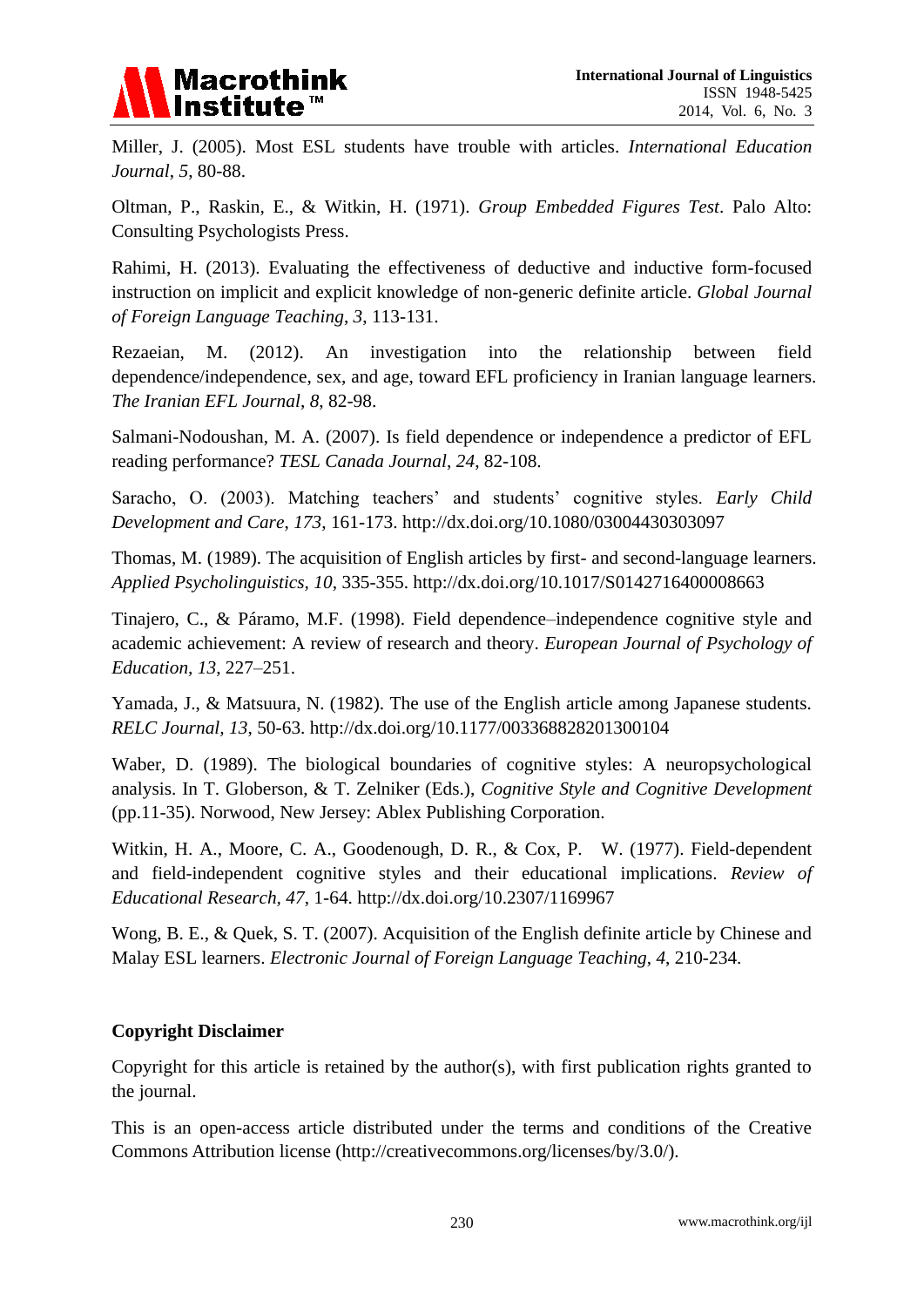Miller, J. (2005). Most ESL students have trouble with articles. *International Education Journal*, *5*, 80-88.

Oltman, P., Raskin, E., & Witkin, H. (1971). *Group Embedded Figures Test*. Palo Alto: Consulting Psychologists Press.

Rahimi, H. (2013). Evaluating the effectiveness of deductive and inductive form-focused instruction on implicit and explicit knowledge of non-generic definite article. *Global Journal of Foreign Language Teaching*, *3*, 113-131.

Rezaeian, M. (2012). An investigation into the relationship between field dependence/independence, sex, and age, toward EFL proficiency in Iranian language learners. *The Iranian EFL Journal*, *8*, 82-98.

Salmani-Nodoushan, M. A. (2007). Is field dependence or independence a predictor of EFL reading performance? *TESL Canada Journal*, *24*, 82-108.

Saracho, O. (2003). Matching teachers' and students' cognitive styles. *Early Child Development and Care*, *173*, 161-173. http://dx.doi.org/10.1080/03004430303097

Thomas, M. (1989). The acquisition of English articles by first- and second-language learners. *Applied Psycholinguistics*, *10*, 335-355. http://dx.doi.org/10.1017/S0142716400008663

Tinajero, C., & Páramo, M.F. (1998). Field dependence–independence cognitive style and academic achievement: A review of research and theory. *European Journal of Psychology of Education*, *13*, 227–251.

Yamada, J., & Matsuura, N. (1982). The use of the English article among Japanese students. *RELC Journal*, *13*, 50-63. http://dx.doi.org/10.1177/003368828201300104

Waber, D. (1989). The biological boundaries of cognitive styles: A neuropsychological analysis. In T. Globerson, & T. Zelniker (Eds.), *Cognitive Style and Cognitive Development* (pp.11-35). Norwood, New Jersey: Ablex Publishing Corporation.

Witkin, H. A., Moore, C. A., Goodenough, D. R., & Cox, P. W. (1977). Field-dependent and field-independent cognitive styles and their educational implications. *Review of Educational Research*, *47*, 1-64. http://dx.doi.org/10.2307/1169967

Wong, B. E., & Quek, S. T. (2007). Acquisition of the English definite article by Chinese and Malay ESL learners. *Electronic Journal of Foreign Language Teaching*, *4*, 210-234.

## Copyright Disclaimer

Copyright for this article is retained by the author(s), with first publication rights granted to the journal.

This is an open-access article distributed under the terms and conditions of the Creative Commons Attribution license (http://creativecommons.org/licenses/by/3.0/).